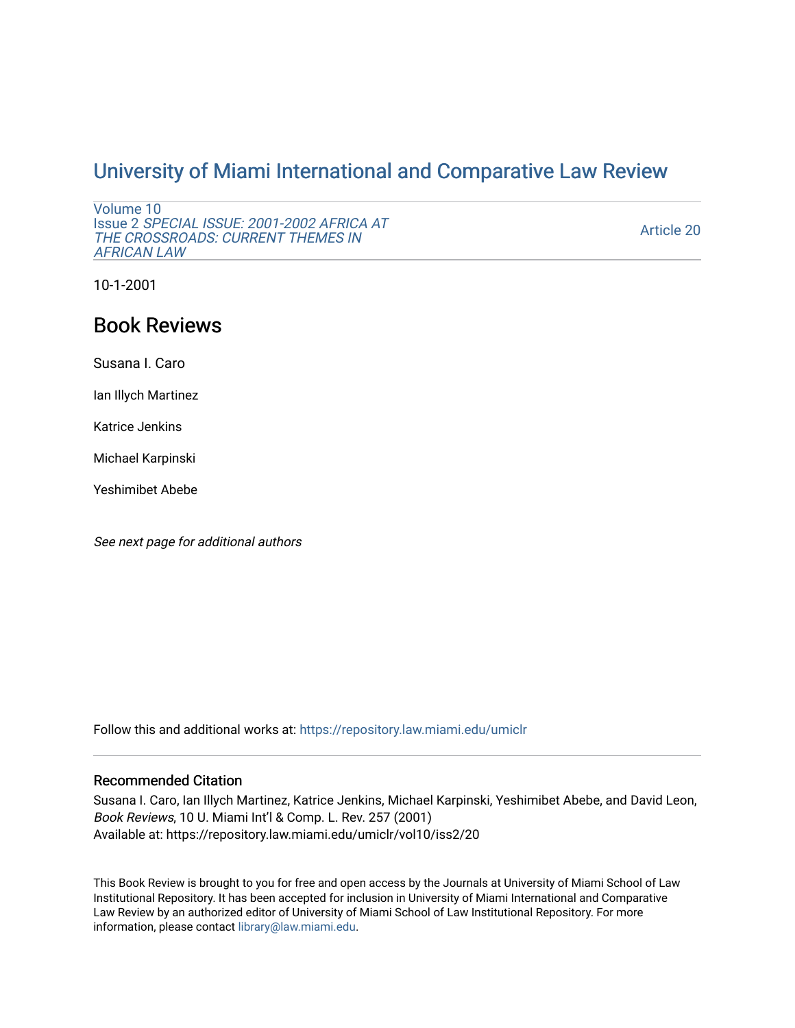# University of Miami International and Comparative Law Review

Volume 10
Issue 2 *SPECIAL ISSUE: 2001-2002 AFRICA AT THE CROSSROADS: CURRENT THEMES IN AFRICAN LAW*

Article 20

10-1-2001

## Book Reviews

Susana I. Caro

Ian Illych Martinez

Katrice Jenkins

Michael Karpinski

Yeshimibet Abebe

*See next page for additional authors*

Follow this and additional works at: https://repository.law.miami.edu/umiclr

### Recommended Citation

Susana I. Caro, Ian Illych Martinez, Katrice Jenkins, Michael Karpinski, Yeshimibet Abebe, and David Leon, *Book Reviews*, 10 U. Miami Int'l & Comp. L. Rev. 257 (2001)
Available at: https://repository.law.miami.edu/umiclr/vol10/iss2/20

This Book Review is brought to you for free and open access by the Journals at University of Miami School of Law Institutional Repository. It has been accepted for inclusion in University of Miami International and Comparative Law Review by an authorized editor of University of Miami School of Law Institutional Repository. For more information, please contact library@law.miami.edu.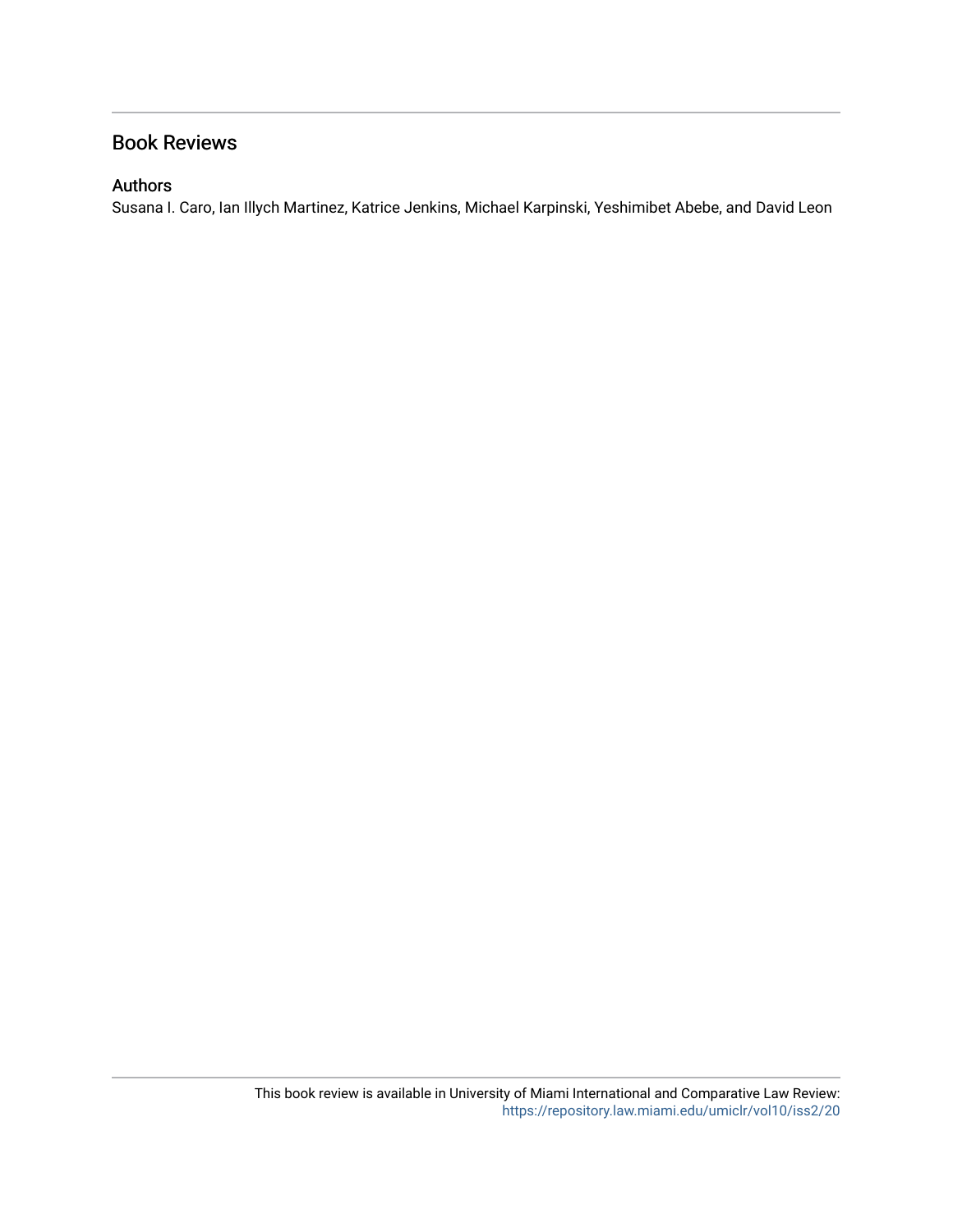## Book Reviews

### Authors

Susana I. Caro, Ian Illych Martinez, Katrice Jenkins, Michael Karpinski, Yeshimibet Abebe, and David Leon

This book review is available in University of Miami International and Comparative Law Review: https://repository.law.miami.edu/umiclr/vol10/iss2/20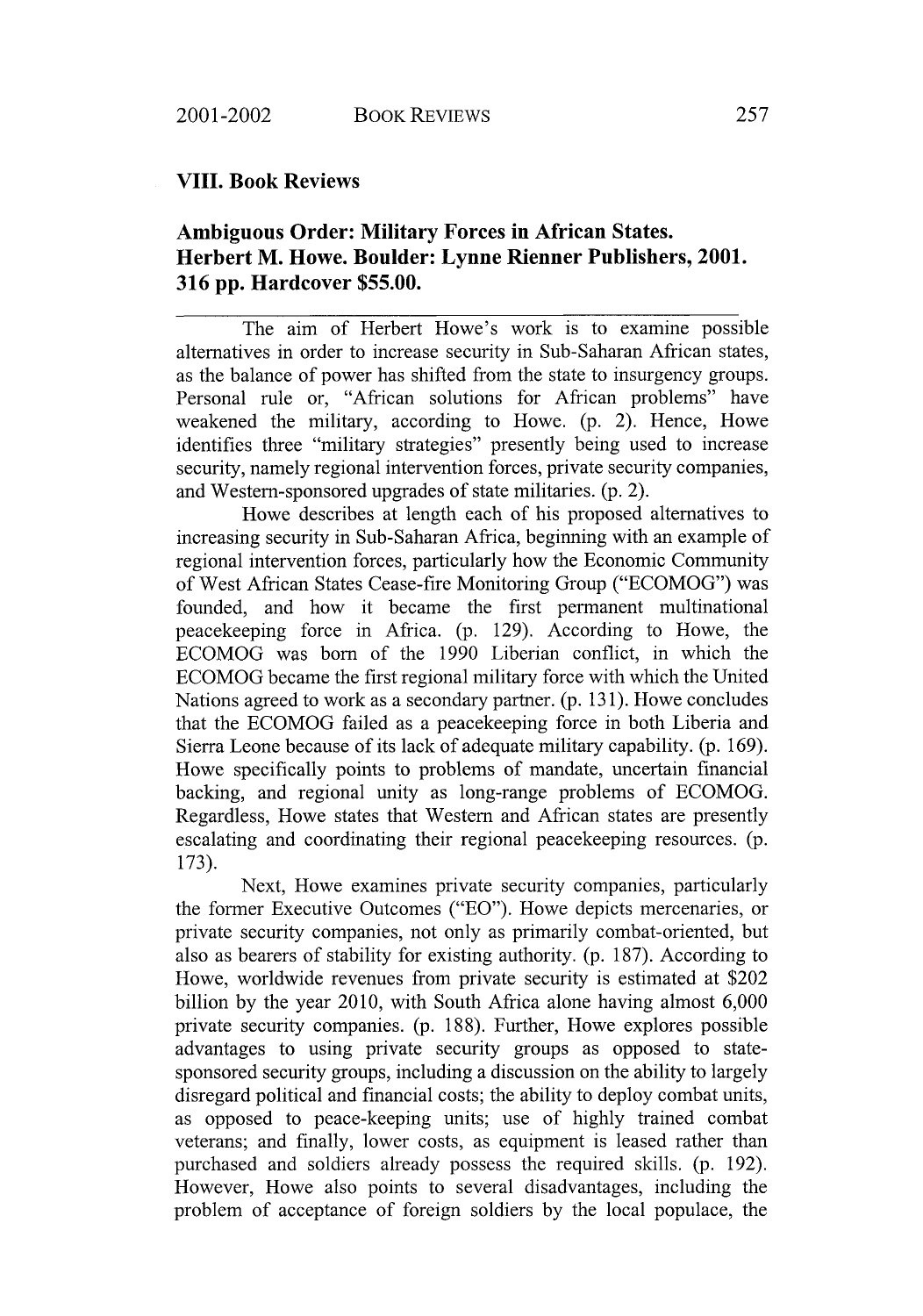## VIII. Book Reviews

### Ambiguous Order: Military Forces in African States. Herbert M. Howe. Boulder: Lynne Rienner Publishers, 2001. 316 pp. Hardcover $55.00.

---

The aim of Herbert Howe's work is to examine possible alternatives in order to increase security in Sub-Saharan African states, as the balance of power has shifted from the state to insurgency groups. Personal rule or, "African solutions for African problems" have weakened the military, according to Howe. (p. 2). Hence, Howe identifies three "military strategies" presently being used to increase security, namely regional intervention forces, private security companies, and Western-sponsored upgrades of state militaries. (p. 2).

Howe describes at length each of his proposed alternatives to increasing security in Sub-Saharan Africa, beginning with an example of regional intervention forces, particularly how the Economic Community of West African States Cease-fire Monitoring Group ("ECOMOG") was founded, and how it became the first permanent multinational peacekeeping force in Africa. (p. 129). According to Howe, the ECOMOG was born of the 1990 Liberian conflict, in which the ECOMOG became the first regional military force with which the United Nations agreed to work as a secondary partner. (p. 131). Howe concludes that the ECOMOG failed as a peacekeeping force in both Liberia and Sierra Leone because of its lack of adequate military capability. (p. 169). Howe specifically points to problems of mandate, uncertain financial backing, and regional unity as long-range problems of ECOMOG. Regardless, Howe states that Western and African states are presently escalating and coordinating their regional peacekeeping resources. (p. 173).

Next, Howe examines private security companies, particularly the former Executive Outcomes ("EO"). Howe depicts mercenaries, or private security companies, not only as primarily combat-oriented, but also as bearers of stability for existing authority. (p. 187). According to Howe, worldwide revenues from private security is estimated at $202 billion by the year 2010, with South Africa alone having almost 6,000 private security companies. (p. 188). Further, Howe explores possible advantages to using private security groups as opposed to state-sponsored security groups, including a discussion on the ability to largely disregard political and financial costs; the ability to deploy combat units, as opposed to peace-keeping units; use of highly trained combat veterans; and finally, lower costs, as equipment is leased rather than purchased and soldiers already possess the required skills. (p. 192). However, Howe also points to several disadvantages, including the problem of acceptance of foreign soldiers by the local populace, the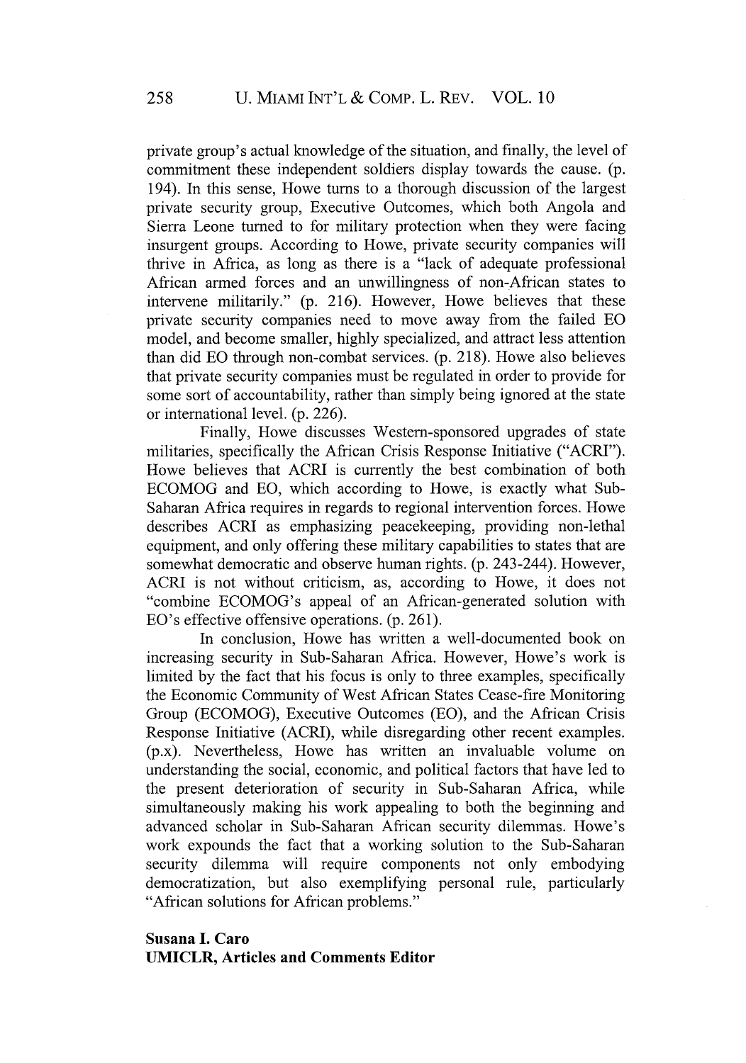private group's actual knowledge of the situation, and finally, the level of commitment these independent soldiers display towards the cause. (p. 194). In this sense, Howe turns to a thorough discussion of the largest private security group, Executive Outcomes, which both Angola and Sierra Leone turned to for military protection when they were facing insurgent groups. According to Howe, private security companies will thrive in Africa, as long as there is a "lack of adequate professional African armed forces and an unwillingness of non-African states to intervene militarily." (p. 216). However, Howe believes that these private security companies need to move away from the failed EO model, and become smaller, highly specialized, and attract less attention than did EO through non-combat services. (p. 218). Howe also believes that private security companies must be regulated in order to provide for some sort of accountability, rather than simply being ignored at the state or international level. (p. 226).

Finally, Howe discusses Western-sponsored upgrades of state militaries, specifically the African Crisis Response Initiative ("ACRI"). Howe believes that ACRI is currently the best combination of both ECOMOG and EO, which according to Howe, is exactly what Sub-Saharan Africa requires in regards to regional intervention forces. Howe describes ACRI as emphasizing peacekeeping, providing non-lethal equipment, and only offering these military capabilities to states that are somewhat democratic and observe human rights. (p. 243-244). However, ACRI is not without criticism, as, according to Howe, it does not "combine ECOMOG's appeal of an African-generated solution with EO's effective offensive operations. (p. 261).

In conclusion, Howe has written a well-documented book on increasing security in Sub-Saharan Africa. However, Howe's work is limited by the fact that his focus is only to three examples, specifically the Economic Community of West African States Cease-fire Monitoring Group (ECOMOG), Executive Outcomes (EO), and the African Crisis Response Initiative (ACRI), while disregarding other recent examples. (p.x). Nevertheless, Howe has written an invaluable volume on understanding the social, economic, and political factors that have led to the present deterioration of security in Sub-Saharan Africa, while simultaneously making his work appealing to both the beginning and advanced scholar in Sub-Saharan African security dilemmas. Howe's work expounds the fact that a working solution to the Sub-Saharan security dilemma will require components not only embodying democratization, but also exemplifying personal rule, particularly "African solutions for African problems."

**Susana I. Caro**
**UMICLR, Articles and Comments Editor**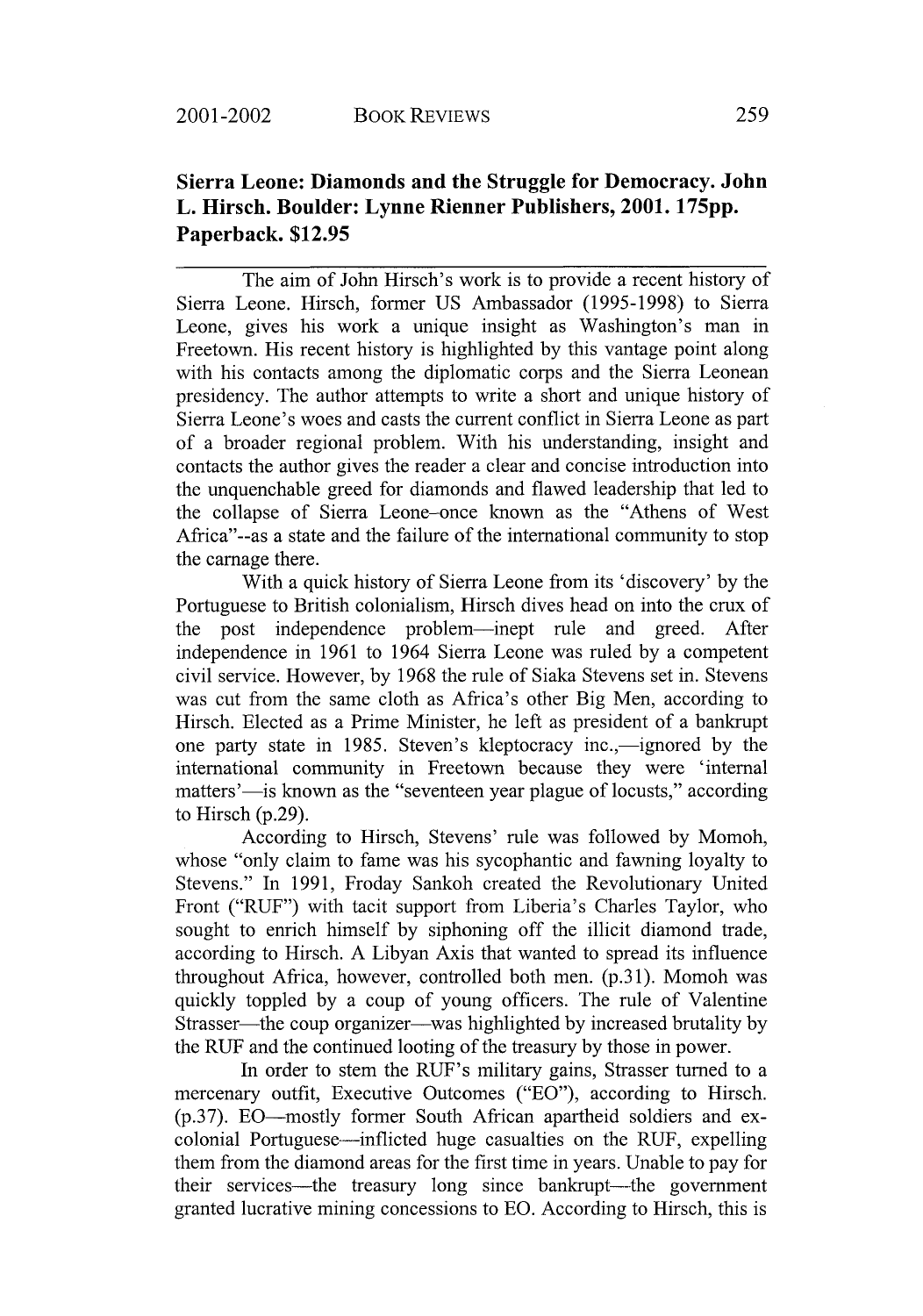**Sierra Leone: Diamonds and the Struggle for Democracy. John L. Hirsch. Boulder: Lynne Rienner Publishers, 2001. 175pp. Paperback. $12.95**

---

The aim of John Hirsch's work is to provide a recent history of Sierra Leone. Hirsch, former US Ambassador (1995-1998) to Sierra Leone, gives his work a unique insight as Washington's man in Freetown. His recent history is highlighted by this vantage point along with his contacts among the diplomatic corps and the Sierra Leonean presidency. The author attempts to write a short and unique history of Sierra Leone's woes and casts the current conflict in Sierra Leone as part of a broader regional problem. With his understanding, insight and contacts the author gives the reader a clear and concise introduction into the unquenchable greed for diamonds and flawed leadership that led to the collapse of Sierra Leone–once known as the "Athens of West Africa"--as a state and the failure of the international community to stop the carnage there.

With a quick history of Sierra Leone from its 'discovery' by the Portuguese to British colonialism, Hirsch dives head on into the crux of the post independence problem—inept rule and greed. After independence in 1961 to 1964 Sierra Leone was ruled by a competent civil service. However, by 1968 the rule of Siaka Stevens set in. Stevens was cut from the same cloth as Africa's other Big Men, according to Hirsch. Elected as a Prime Minister, he left as president of a bankrupt one party state in 1985. Steven's kleptocracy inc.,—ignored by the international community in Freetown because they were 'internal matters'—is known as the "seventeen year plague of locusts," according to Hirsch (p.29).

According to Hirsch, Stevens' rule was followed by Momoh, whose "only claim to fame was his sycophantic and fawning loyalty to Stevens." In 1991, Froday Sankoh created the Revolutionary United Front ("RUF") with tacit support from Liberia's Charles Taylor, who sought to enrich himself by siphoning off the illicit diamond trade, according to Hirsch. A Libyan Axis that wanted to spread its influence throughout Africa, however, controlled both men. (p.31). Momoh was quickly toppled by a coup of young officers. The rule of Valentine Strasser—the coup organizer—was highlighted by increased brutality by the RUF and the continued looting of the treasury by those in power.

In order to stem the RUF's military gains, Strasser turned to a mercenary outfit, Executive Outcomes ("EO"), according to Hirsch. (p.37). EO—mostly former South African apartheid soldiers and ex-colonial Portuguese—inflicted huge casualties on the RUF, expelling them from the diamond areas for the first time in years. Unable to pay for their services—the treasury long since bankrupt—the government granted lucrative mining concessions to EO. According to Hirsch, this is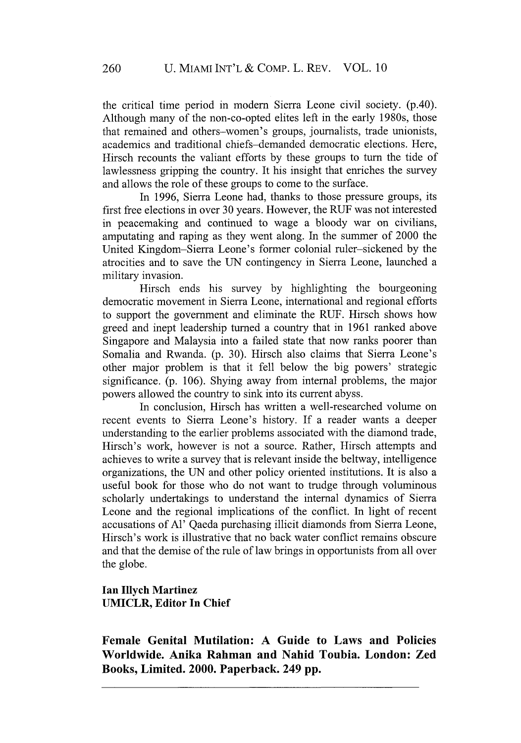the critical time period in modern Sierra Leone civil society. (p.40). Although many of the non-co-opted elites left in the early 1980s, those that remained and others–women's groups, journalists, trade unionists, academics and traditional chiefs–demanded democratic elections. Here, Hirsch recounts the valiant efforts by these groups to turn the tide of lawlessness gripping the country. It his insight that enriches the survey and allows the role of these groups to come to the surface.

In 1996, Sierra Leone had, thanks to those pressure groups, its first free elections in over 30 years. However, the RUF was not interested in peacemaking and continued to wage a bloody war on civilians, amputating and raping as they went along. In the summer of 2000 the United Kingdom–Sierra Leone's former colonial ruler–sickened by the atrocities and to save the UN contingency in Sierra Leone, launched a military invasion.

Hirsch ends his survey by highlighting the bourgeoning democratic movement in Sierra Leone, international and regional efforts to support the government and eliminate the RUF. Hirsch shows how greed and inept leadership turned a country that in 1961 ranked above Singapore and Malaysia into a failed state that now ranks poorer than Somalia and Rwanda. (p. 30). Hirsch also claims that Sierra Leone's other major problem is that it fell below the big powers' strategic significance. (p. 106). Shying away from internal problems, the major powers allowed the country to sink into its current abyss.

In conclusion, Hirsch has written a well-researched volume on recent events to Sierra Leone's history. If a reader wants a deeper understanding to the earlier problems associated with the diamond trade, Hirsch's work, however is not a source. Rather, Hirsch attempts and achieves to write a survey that is relevant inside the beltway, intelligence organizations, the UN and other policy oriented institutions. It is also a useful book for those who do not want to trudge through voluminous scholarly undertakings to understand the internal dynamics of Sierra Leone and the regional implications of the conflict. In light of recent accusations of Al' Qaeda purchasing illicit diamonds from Sierra Leone, Hirsch's work is illustrative that no back water conflict remains obscure and that the demise of the rule of law brings in opportunists from all over the globe.

**Ian Illych Martinez**
**UMICLR, Editor In Chief**

## Female Genital Mutilation: A Guide to Laws and Policies Worldwide. Anika Rahman and Nahid Toubia. London: Zed Books, Limited. 2000. Paperback. 249 pp.

---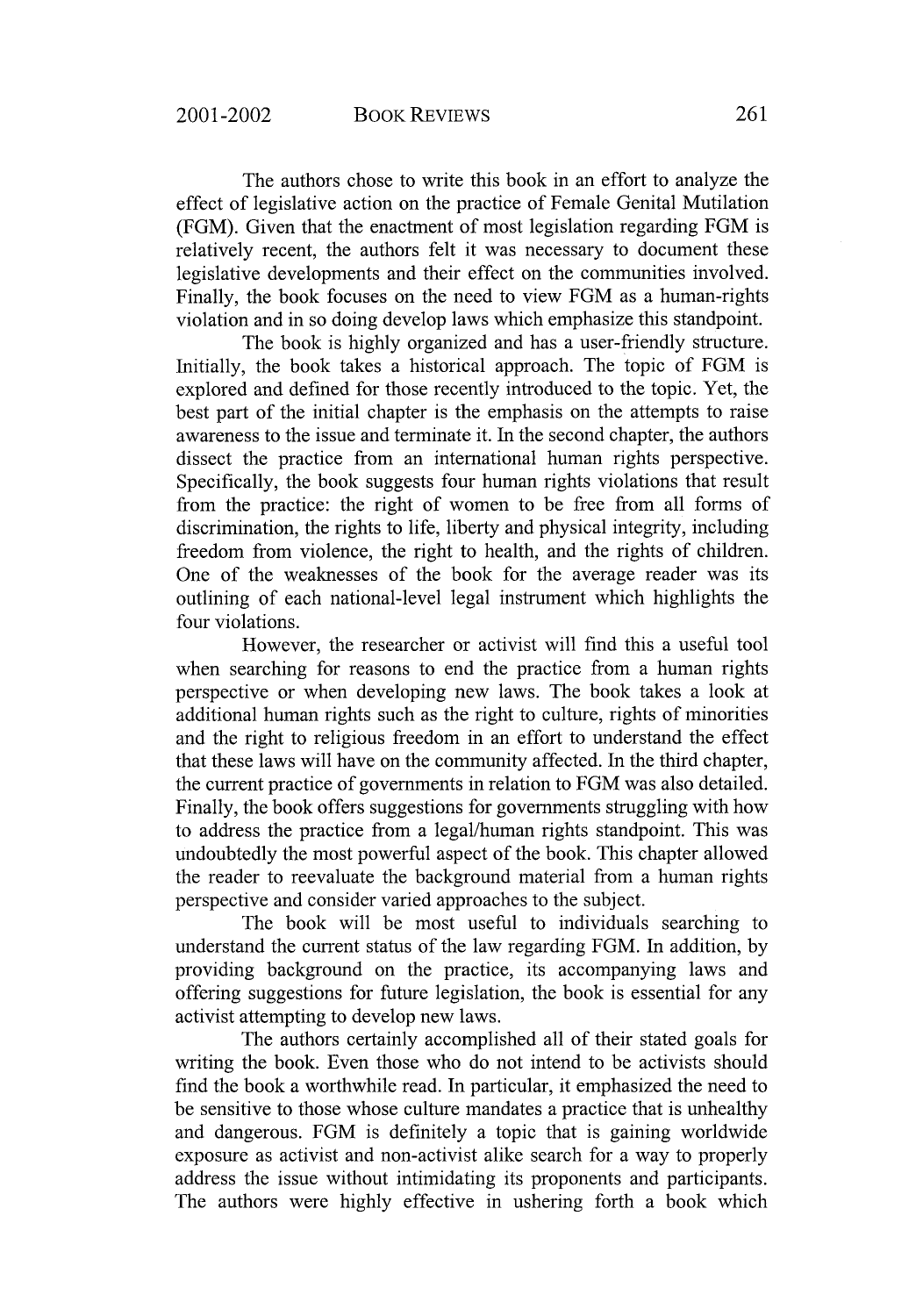The authors chose to write this book in an effort to analyze the effect of legislative action on the practice of Female Genital Mutilation (FGM). Given that the enactment of most legislation regarding FGM is relatively recent, the authors felt it was necessary to document these legislative developments and their effect on the communities involved. Finally, the book focuses on the need to view FGM as a human-rights violation and in so doing develop laws which emphasize this standpoint.

The book is highly organized and has a user-friendly structure. Initially, the book takes a historical approach. The topic of FGM is explored and defined for those recently introduced to the topic. Yet, the best part of the initial chapter is the emphasis on the attempts to raise awareness to the issue and terminate it. In the second chapter, the authors dissect the practice from an international human rights perspective. Specifically, the book suggests four human rights violations that result from the practice: the right of women to be free from all forms of discrimination, the rights to life, liberty and physical integrity, including freedom from violence, the right to health, and the rights of children. One of the weaknesses of the book for the average reader was its outlining of each national-level legal instrument which highlights the four violations.

However, the researcher or activist will find this a useful tool when searching for reasons to end the practice from a human rights perspective or when developing new laws. The book takes a look at additional human rights such as the right to culture, rights of minorities and the right to religious freedom in an effort to understand the effect that these laws will have on the community affected. In the third chapter, the current practice of governments in relation to FGM was also detailed. Finally, the book offers suggestions for governments struggling with how to address the practice from a legal/human rights standpoint. This was undoubtedly the most powerful aspect of the book. This chapter allowed the reader to reevaluate the background material from a human rights perspective and consider varied approaches to the subject.

The book will be most useful to individuals searching to understand the current status of the law regarding FGM. In addition, by providing background on the practice, its accompanying laws and offering suggestions for future legislation, the book is essential for any activist attempting to develop new laws.

The authors certainly accomplished all of their stated goals for writing the book. Even those who do not intend to be activists should find the book a worthwhile read. In particular, it emphasized the need to be sensitive to those whose culture mandates a practice that is unhealthy and dangerous. FGM is definitely a topic that is gaining worldwide exposure as activist and non-activist alike search for a way to properly address the issue without intimidating its proponents and participants. The authors were highly effective in ushering forth a book which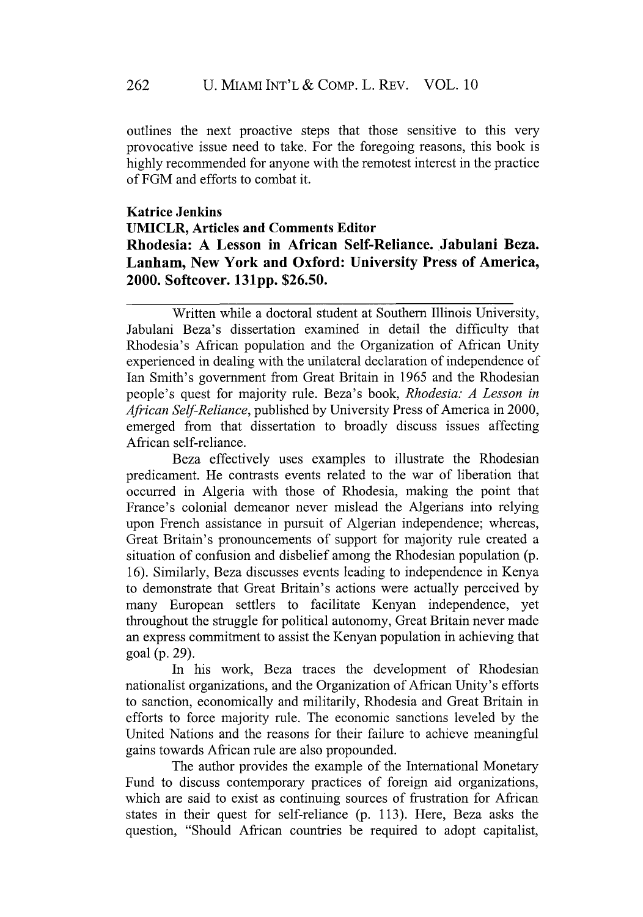outlines the next proactive steps that those sensitive to this very provocative issue need to take. For the foregoing reasons, this book is highly recommended for anyone with the remotest interest in the practice of FGM and efforts to combat it.

**Katrice Jenkins**
**UMICLR, Articles and Comments Editor**

**Rhodesia: A Lesson in African Self-Reliance. Jabulani Beza. Lanham, New York and Oxford: University Press of America, 2000. Softcover. 131pp. $26.50.**

---

Written while a doctoral student at Southern Illinois University, Jabulani Beza's dissertation examined in detail the difficulty that Rhodesia's African population and the Organization of African Unity experienced in dealing with the unilateral declaration of independence of Ian Smith's government from Great Britain in 1965 and the Rhodesian people's quest for majority rule. Beza's book, *Rhodesia: A Lesson in African Self-Reliance*, published by University Press of America in 2000, emerged from that dissertation to broadly discuss issues affecting African self-reliance.

Beza effectively uses examples to illustrate the Rhodesian predicament. He contrasts events related to the war of liberation that occurred in Algeria with those of Rhodesia, making the point that France's colonial demeanor never mislead the Algerians into relying upon French assistance in pursuit of Algerian independence; whereas, Great Britain's pronouncements of support for majority rule created a situation of confusion and disbelief among the Rhodesian population (p. 16). Similarly, Beza discusses events leading to independence in Kenya to demonstrate that Great Britain's actions were actually perceived by many European settlers to facilitate Kenyan independence, yet throughout the struggle for political autonomy, Great Britain never made an express commitment to assist the Kenyan population in achieving that goal (p. 29).

In his work, Beza traces the development of Rhodesian nationalist organizations, and the Organization of African Unity's efforts to sanction, economically and militarily, Rhodesia and Great Britain in efforts to force majority rule. The economic sanctions leveled by the United Nations and the reasons for their failure to achieve meaningful gains towards African rule are also propounded.

The author provides the example of the International Monetary Fund to discuss contemporary practices of foreign aid organizations, which are said to exist as continuing sources of frustration for African states in their quest for self-reliance (p. 113). Here, Beza asks the question, "Should African countries be required to adopt capitalist,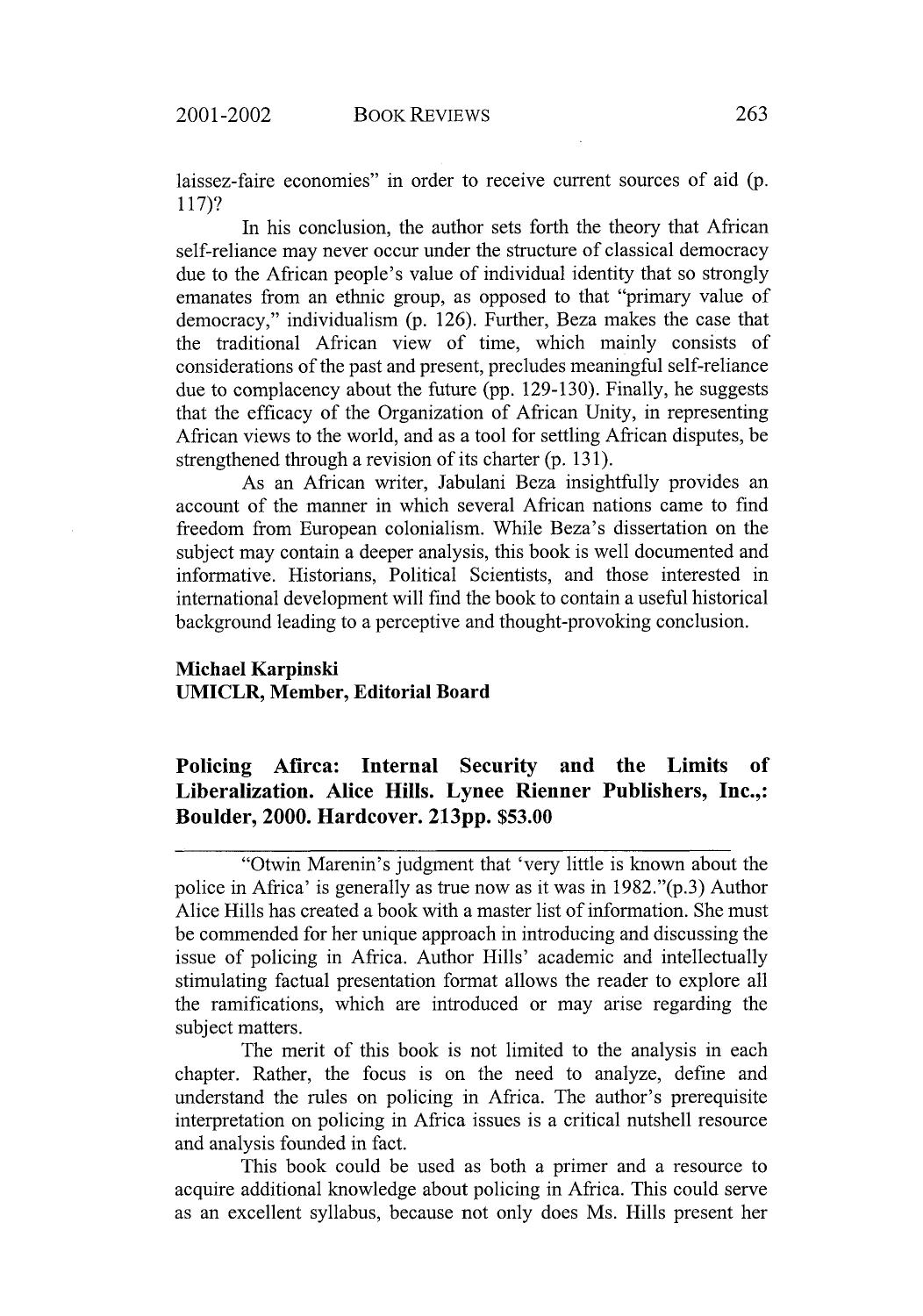laissez-faire economies" in order to receive current sources of aid (p. 117)?

In his conclusion, the author sets forth the theory that African self-reliance may never occur under the structure of classical democracy due to the African people's value of individual identity that so strongly emanates from an ethnic group, as opposed to that "primary value of democracy," individualism (p. 126). Further, Beza makes the case that the traditional African view of time, which mainly consists of considerations of the past and present, precludes meaningful self-reliance due to complacency about the future (pp. 129-130). Finally, he suggests that the efficacy of the Organization of African Unity, in representing African views to the world, and as a tool for settling African disputes, be strengthened through a revision of its charter (p. 131).

As an African writer, Jabulani Beza insightfully provides an account of the manner in which several African nations came to find freedom from European colonialism. While Beza's dissertation on the subject may contain a deeper analysis, this book is well documented and informative. Historians, Political Scientists, and those interested in international development will find the book to contain a useful historical background leading to a perceptive and thought-provoking conclusion.

**Michael Karpinski**
**UMICLR, Member, Editorial Board**

## Policing Afirca: Internal Security and the Limits of Liberalization. Alice Hills. Lynee Rienner Publishers, Inc.,: Boulder, 2000. Hardcover. 213pp. $53.00

---

"Otwin Marenin's judgment that 'very little is known about the police in Africa' is generally as true now as it was in 1982."(p.3) Author Alice Hills has created a book with a master list of information. She must be commended for her unique approach in introducing and discussing the issue of policing in Africa. Author Hills' academic and intellectually stimulating factual presentation format allows the reader to explore all the ramifications, which are introduced or may arise regarding the subject matters.

The merit of this book is not limited to the analysis in each chapter. Rather, the focus is on the need to analyze, define and understand the rules on policing in Africa. The author's prerequisite interpretation on policing in Africa issues is a critical nutshell resource and analysis founded in fact.

This book could be used as both a primer and a resource to acquire additional knowledge about policing in Africa. This could serve as an excellent syllabus, because not only does Ms. Hills present her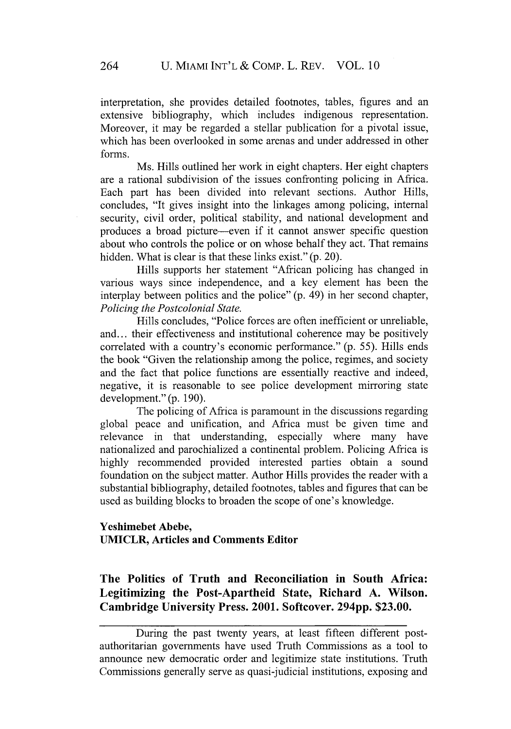interpretation, she provides detailed footnotes, tables, figures and an extensive bibliography, which includes indigenous representation. Moreover, it may be regarded a stellar publication for a pivotal issue, which has been overlooked in some arenas and under addressed in other forms.

Ms. Hills outlined her work in eight chapters. Her eight chapters are a rational subdivision of the issues confronting policing in Africa. Each part has been divided into relevant sections. Author Hills, concludes, "It gives insight into the linkages among policing, internal security, civil order, political stability, and national development and produces a broad picture—even if it cannot answer specific question about who controls the police or on whose behalf they act. That remains hidden. What is clear is that these links exist." (p. 20).

Hills supports her statement "African policing has changed in various ways since independence, and a key element has been the interplay between politics and the police" (p. 49) in her second chapter, *Policing the Postcolonial State.*

Hills concludes, "Police forces are often inefficient or unreliable, and… their effectiveness and institutional coherence may be positively correlated with a country's economic performance." (p. 55). Hills ends the book "Given the relationship among the police, regimes, and society and the fact that police functions are essentially reactive and indeed, negative, it is reasonable to see police development mirroring state development." (p. 190).

The policing of Africa is paramount in the discussions regarding global peace and unification, and Africa must be given time and relevance in that understanding, especially where many have nationalized and parochialized a continental problem. Policing Africa is highly recommended provided interested parties obtain a sound foundation on the subject matter. Author Hills provides the reader with a substantial bibliography, detailed footnotes, tables and figures that can be used as building blocks to broaden the scope of one's knowledge.

**Yeshimebet Abebe,**
**UMICLR, Articles and Comments Editor**

## The Politics of Truth and Reconciliation in South Africa: Legitimizing the Post-Apartheid State, Richard A. Wilson. Cambridge University Press. 2001. Softcover. 294pp. $23.00.

---

During the past twenty years, at least fifteen different post-authoritarian governments have used Truth Commissions as a tool to announce new democratic order and legitimize state institutions. Truth Commissions generally serve as quasi-judicial institutions, exposing and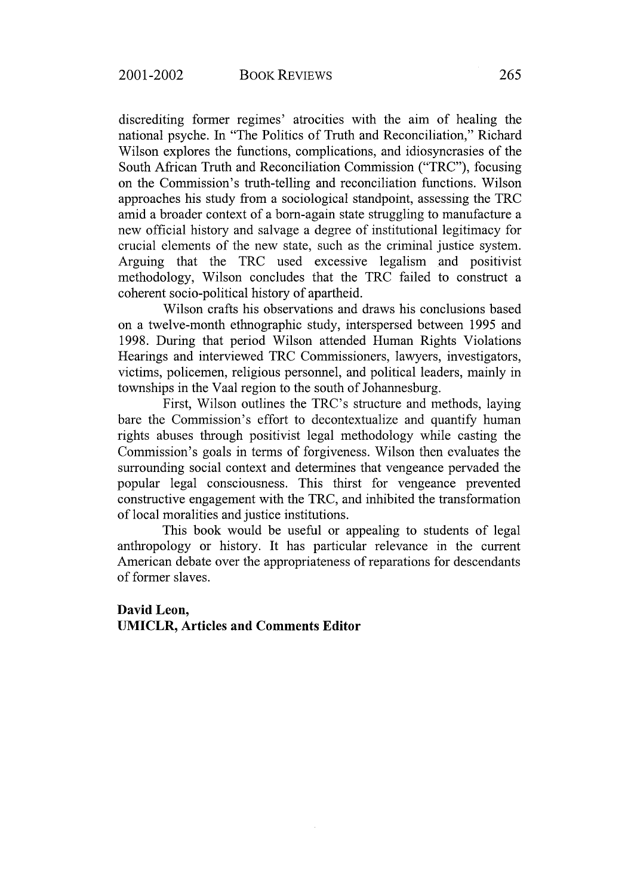discrediting former regimes' atrocities with the aim of healing the national psyche. In "The Politics of Truth and Reconciliation," Richard Wilson explores the functions, complications, and idiosyncrasies of the South African Truth and Reconciliation Commission ("TRC"), focusing on the Commission's truth-telling and reconciliation functions. Wilson approaches his study from a sociological standpoint, assessing the TRC amid a broader context of a born-again state struggling to manufacture a new official history and salvage a degree of institutional legitimacy for crucial elements of the new state, such as the criminal justice system. Arguing that the TRC used excessive legalism and positivist methodology, Wilson concludes that the TRC failed to construct a coherent socio-political history of apartheid.

Wilson crafts his observations and draws his conclusions based on a twelve-month ethnographic study, interspersed between 1995 and 1998. During that period Wilson attended Human Rights Violations Hearings and interviewed TRC Commissioners, lawyers, investigators, victims, policemen, religious personnel, and political leaders, mainly in townships in the Vaal region to the south of Johannesburg.

First, Wilson outlines the TRC's structure and methods, laying bare the Commission's effort to decontextualize and quantify human rights abuses through positivist legal methodology while casting the Commission's goals in terms of forgiveness. Wilson then evaluates the surrounding social context and determines that vengeance pervaded the popular legal consciousness. This thirst for vengeance prevented constructive engagement with the TRC, and inhibited the transformation of local moralities and justice institutions.

This book would be useful or appealing to students of legal anthropology or history. It has particular relevance in the current American debate over the appropriateness of reparations for descendants of former slaves.

**David Leon,**
**UMICLR, Articles and Comments Editor**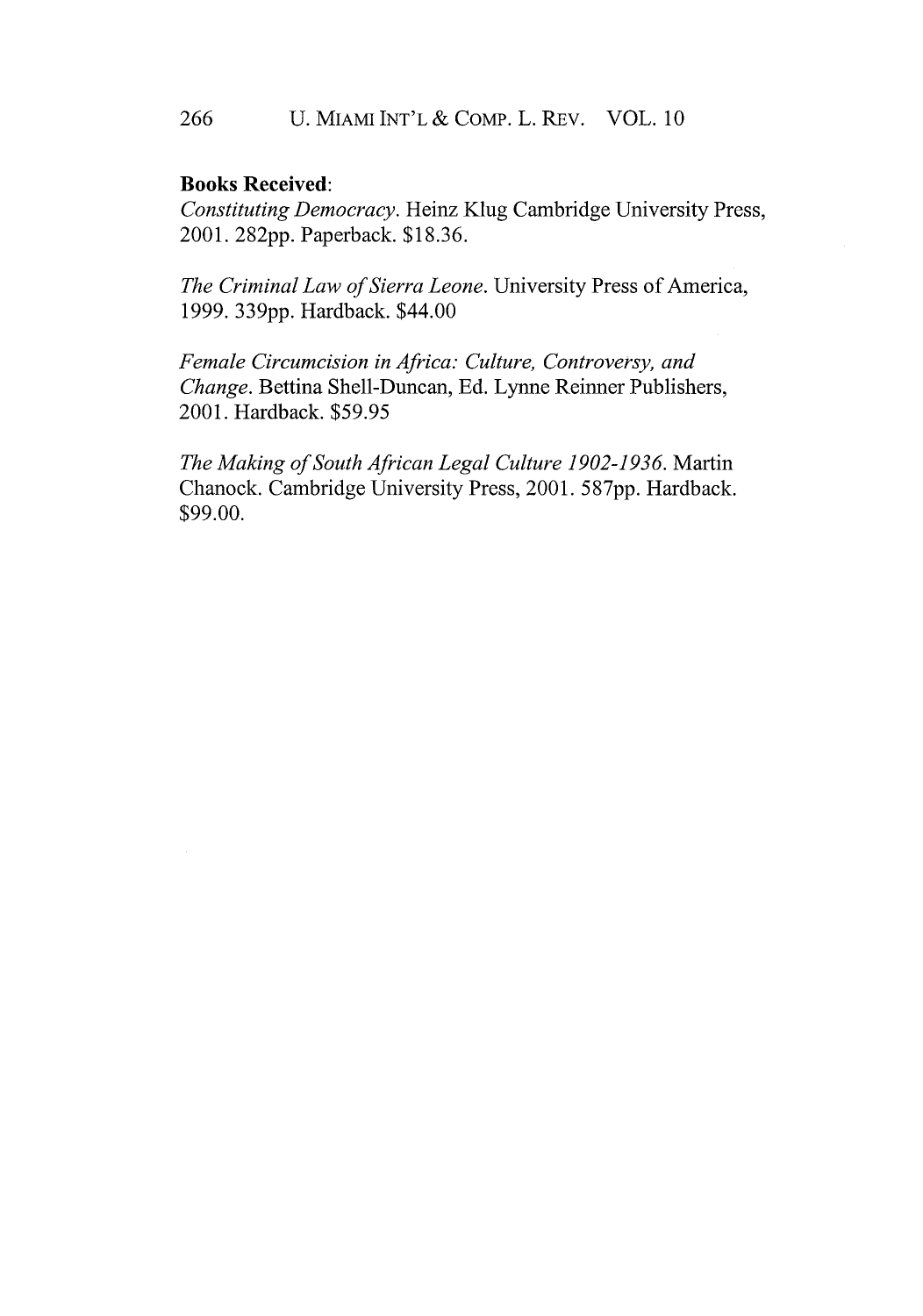**Books Received**:

*Constituting Democracy*. Heinz Klug Cambridge University Press, 2001. 282pp. Paperback. $18.36.

*The Criminal Law of Sierra Leone*. University Press of America, 1999. 339pp. Hardback. $44.00

*Female Circumcision in Africa: Culture, Controversy, and Change*. Bettina Shell-Duncan, Ed. Lynne Reinner Publishers, 2001. Hardback. $59.95

*The Making of South African Legal Culture 1902-1936*. Martin Chanock. Cambridge University Press, 2001. 587pp. Hardback. $99.00.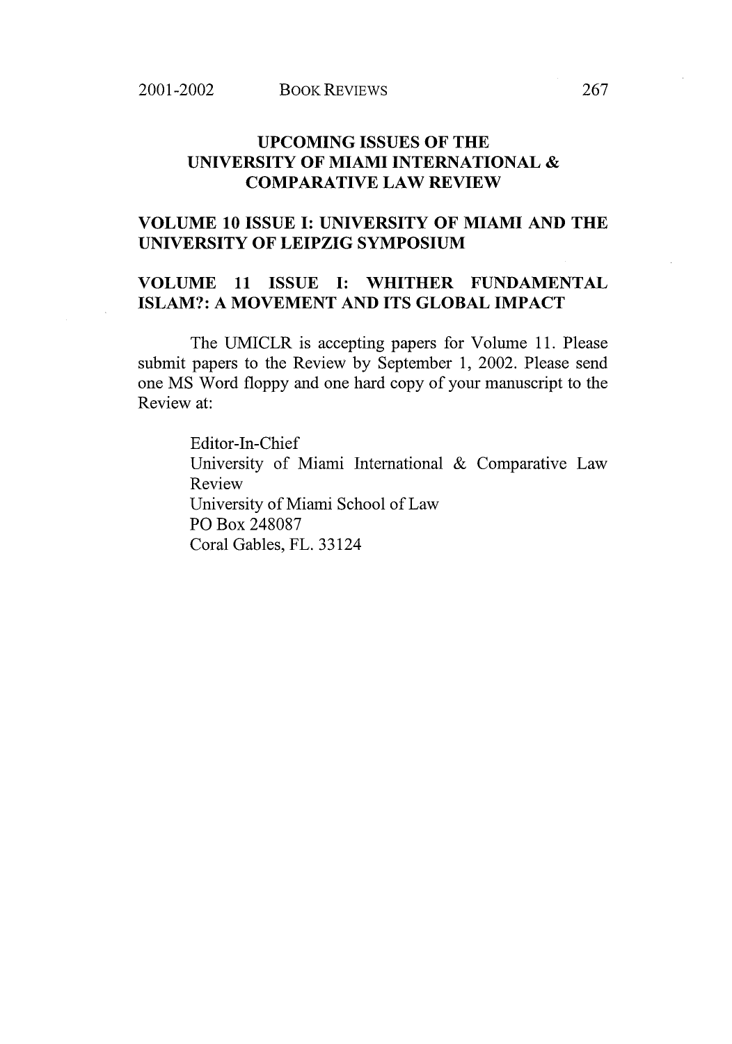## UPCOMING ISSUES OF THE UNIVERSITY OF MIAMI INTERNATIONAL & COMPARATIVE LAW REVIEW

### VOLUME 10 ISSUE I: UNIVERSITY OF MIAMI AND THE UNIVERSITY OF LEIPZIG SYMPOSIUM

### VOLUME 11 ISSUE I: WHITHER FUNDAMENTAL ISLAM?: A MOVEMENT AND ITS GLOBAL IMPACT

The UMICLR is accepting papers for Volume 11. Please submit papers to the Review by September 1, 2002. Please send one MS Word floppy and one hard copy of your manuscript to the Review at:

Editor-In-Chief
University of Miami International & Comparative Law Review
University of Miami School of Law
PO Box 248087
Coral Gables, FL. 33124